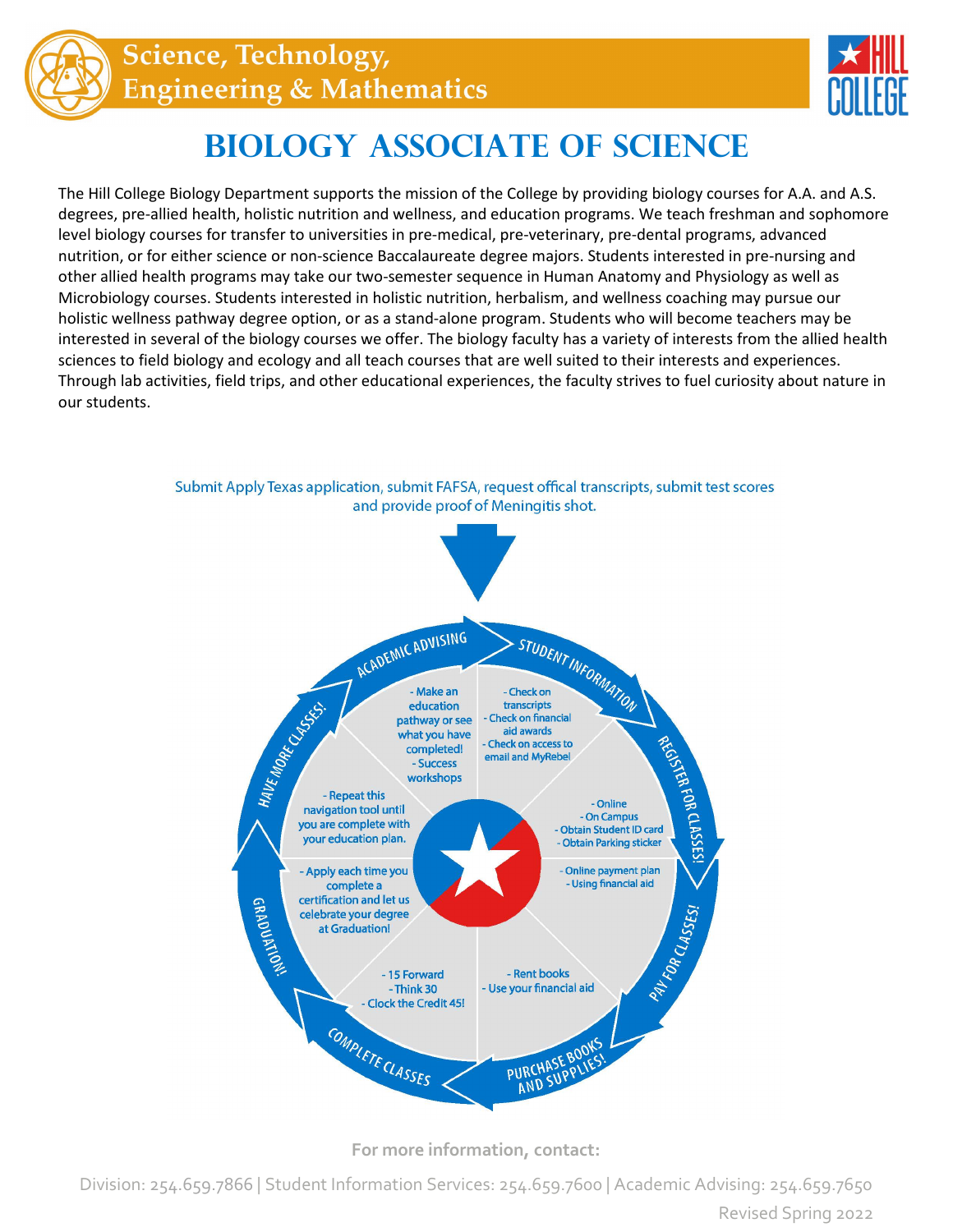# Science, Technology, Engineering & Mathematics

# BIOLOGY ASSOCIATE OF SCIENCE

The Hill College Biology Department supports the mission of the College by providing biology courses for A.A. and A.S. degrees, pre-allied health, holistic nutrition and wellness, and education programs. We teach freshman and sophomore level biology courses for transfer to universities in pre-medical, pre-veterinary, pre-dental programs, advanced nutrition, or for either science or non-science Baccalaureate degree majors. Students interested in pre-nursing and other allied health programs may take our two-semester sequence in Human Anatomy and Physiology as well as Microbiology courses. Students interested in holistic nutrition, herbalism, and wellness coaching may pursue our holistic wellness pathway degree option, or as a stand-alone program. Students who will become teachers may be interested in several of the biology courses we offer. The biology faculty has a variety of interests from the allied health sciences to field biology and ecology and all teach courses that are well suited to their interests and experiences. Through lab activities, field trips, and other educational experiences, the faculty strives to fuel curiosity about nature in our students.

Submit Apply Texas application, submit FAFSA, request offical transcripts, submit test scores and provide proof of Meningitis shot.

**ACADEMIC ADVISING**
- Make an education pathway or see what you have completed!
- Success workshops

**STUDENT INFORMATION**
- Check on transcripts
- Check on financial aid awards
- Check on access to email and MyRebel

**REGISTER FOR CLASSES!**
- Online
- On Campus
- Obtain Student ID card
- Obtain Parking sticker

**PAY FOR CLASSES!**
- Online payment plan
- Using financial aid

**PURCHASE BOOKS AND SUPPLIES!**
- Rent books
- Use your financial aid

**COMPLETE CLASSES**
- 15 Forward
- Think 30
- Clock the Credit 45!

**GRADUATION!**
- Apply each time you complete a certification and let us celebrate your degree at Graduation!

**HAVE MORE CLASSES!**
- Repeat this navigation tool until you are complete with your education plan.

**For more information, contact:**

Division: 254.659.7866 | Student Information Services: 254.659.7600 | Academic Advising: 254.659.7650

Revised Spring 2022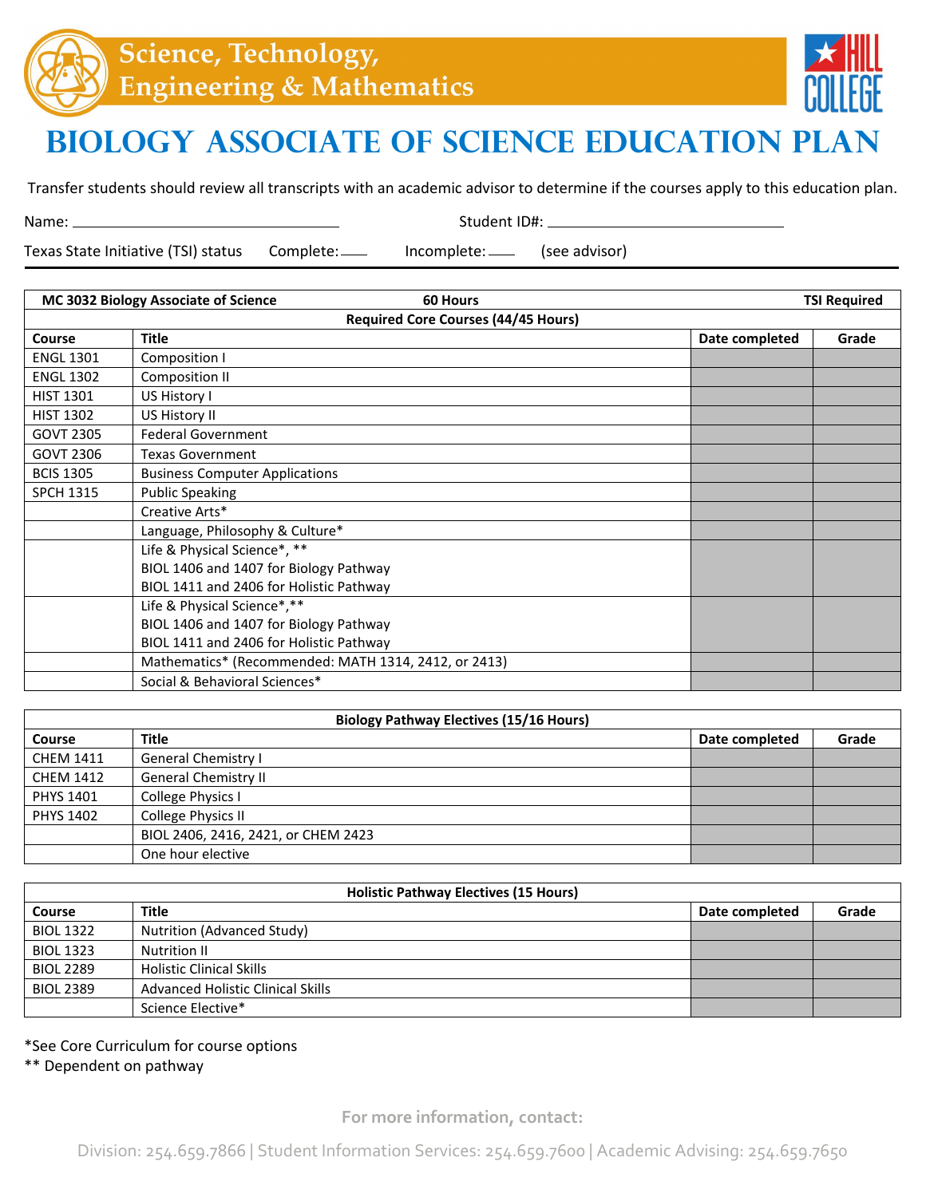Science, Technology, Engineering & Mathematics

# BIOLOGY ASSOCIATE OF SCIENCE EDUCATION PLAN

Transfer students should review all transcripts with an academic advisor to determine if the courses apply to this education plan.

Name: ______________________________ Student ID#: ______________________________

Texas State Initiative (TSI) status Complete: ____ Incomplete: ____ (see advisor)

| MC 3032 Biology Associate of Science | 60 Hours | | TSI Required |
|---|---|---|---|
| | **Required Core Courses (44/45 Hours)** | | |
| **Course** | **Title** | **Date completed** | **Grade** |
| ENGL 1301 | Composition I | | |
| ENGL 1302 | Composition II | | |
| HIST 1301 | US History I | | |
| HIST 1302 | US History II | | |
| GOVT 2305 | Federal Government | | |
| GOVT 2306 | Texas Government | | |
| BCIS 1305 | Business Computer Applications | | |
| SPCH 1315 | Public Speaking | | |
| | Creative Arts* | | |
| | Language, Philosophy & Culture* | | |
| | Life & Physical Science*, ** BIOL 1406 and 1407 for Biology Pathway BIOL 1411 and 2406 for Holistic Pathway | | |
| | Life & Physical Science*,** BIOL 1406 and 1407 for Biology Pathway BIOL 1411 and 2406 for Holistic Pathway | | |
| | Mathematics* (Recommended: MATH 1314, 2412, or 2413) | | |
| | Social & Behavioral Sciences* | | |

| | **Biology Pathway Electives (15/16 Hours)** | | |
|---|---|---|---|
| **Course** | **Title** | **Date completed** | **Grade** |
| CHEM 1411 | General Chemistry I | | |
| CHEM 1412 | General Chemistry II | | |
| PHYS 1401 | College Physics I | | |
| PHYS 1402 | College Physics II | | |
| | BIOL 2406, 2416, 2421, or CHEM 2423 | | |
| | One hour elective | | |

| | **Holistic Pathway Electives (15 Hours)** | | |
|---|---|---|---|
| **Course** | **Title** | **Date completed** | **Grade** |
| BIOL 1322 | Nutrition (Advanced Study) | | |
| BIOL 1323 | Nutrition II | | |
| BIOL 2289 | Holistic Clinical Skills | | |
| BIOL 2389 | Advanced Holistic Clinical Skills | | |
| | Science Elective* | | |

*See Core Curriculum for course options

** Dependent on pathway

**For more information, contact:**

Division: 254.659.7866 | Student Information Services: 254.659.7600 | Academic Advising: 254.659.7650